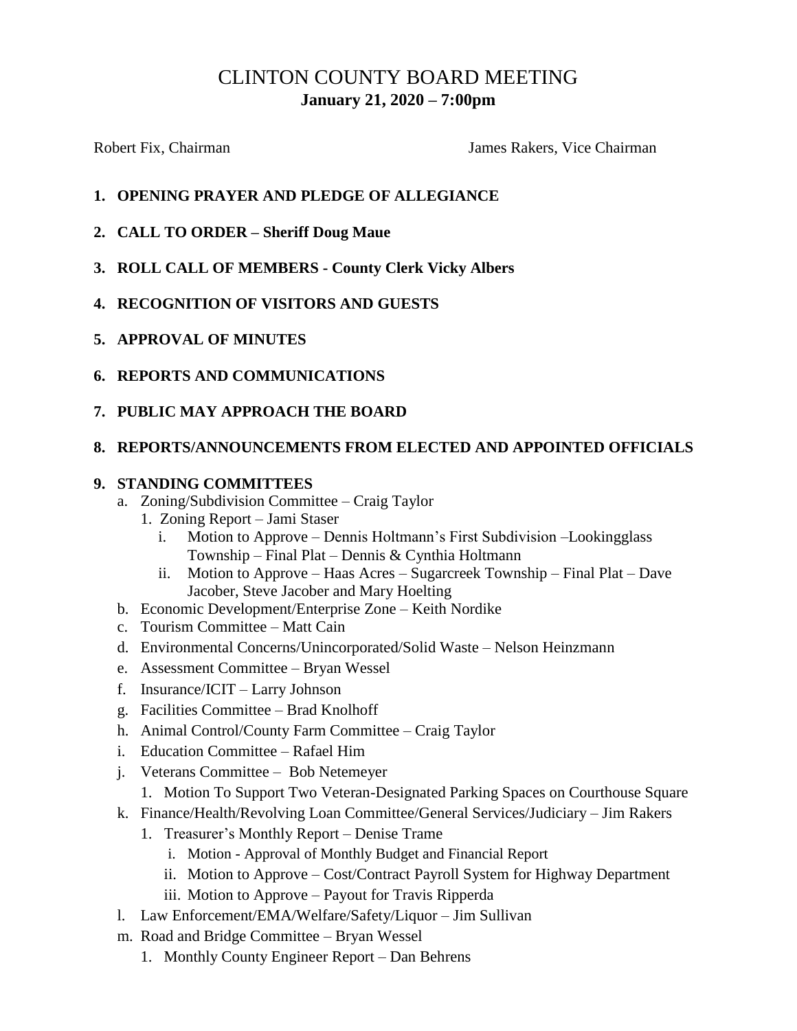# CLINTON COUNTY BOARD MEETING

**January 21, 2020 – 7:00pm**

Robert Fix, Chairman James Rakers, Vice Chairman

1. **OPENING PRAYER AND PLEDGE OF ALLEGIANCE**
2. **CALL TO ORDER – Sheriff Doug Maue**
3. **ROLL CALL OF MEMBERS - County Clerk Vicky Albers**
4. **RECOGNITION OF VISITORS AND GUESTS**
5. **APPROVAL OF MINUTES**
6. **REPORTS AND COMMUNICATIONS**
7. **PUBLIC MAY APPROACH THE BOARD**
8. **REPORTS/ANNOUNCEMENTS FROM ELECTED AND APPOINTED OFFICIALS**
9. **STANDING COMMITTEES**
   a. Zoning/Subdivision Committee – Craig Taylor
      1. Zoning Report – Jami Staser
         i. Motion to Approve – Dennis Holtmann's First Subdivision –Lookingglass Township – Final Plat – Dennis & Cynthia Holtmann
         ii. Motion to Approve – Haas Acres – Sugarcreek Township – Final Plat – Dave Jacober, Steve Jacober and Mary Hoelting
   
   b. Economic Development/Enterprise Zone – Keith Nordike
   
   c. Tourism Committee – Matt Cain
   
   d. Environmental Concerns/Unincorporated/Solid Waste – Nelson Heinzmann
   
   e. Assessment Committee – Bryan Wessel
   
   f. Insurance/ICIT – Larry Johnson
   
   g. Facilities Committee – Brad Knolhoff
   
   h. Animal Control/County Farm Committee – Craig Taylor
   
   i. Education Committee – Rafael Him
   
   j. Veterans Committee – Bob Netemeyer
      1. Motion To Support Two Veteran-Designated Parking Spaces on Courthouse Square
   
   k. Finance/Health/Revolving Loan Committee/General Services/Judiciary – Jim Rakers
      1. Treasurer's Monthly Report – Denise Trame
         i. Motion - Approval of Monthly Budget and Financial Report
         ii. Motion to Approve – Cost/Contract Payroll System for Highway Department
         iii. Motion to Approve – Payout for Travis Ripperda
   
   l. Law Enforcement/EMA/Welfare/Safety/Liquor – Jim Sullivan
   
   m. Road and Bridge Committee – Bryan Wessel
      1. Monthly County Engineer Report – Dan Behrens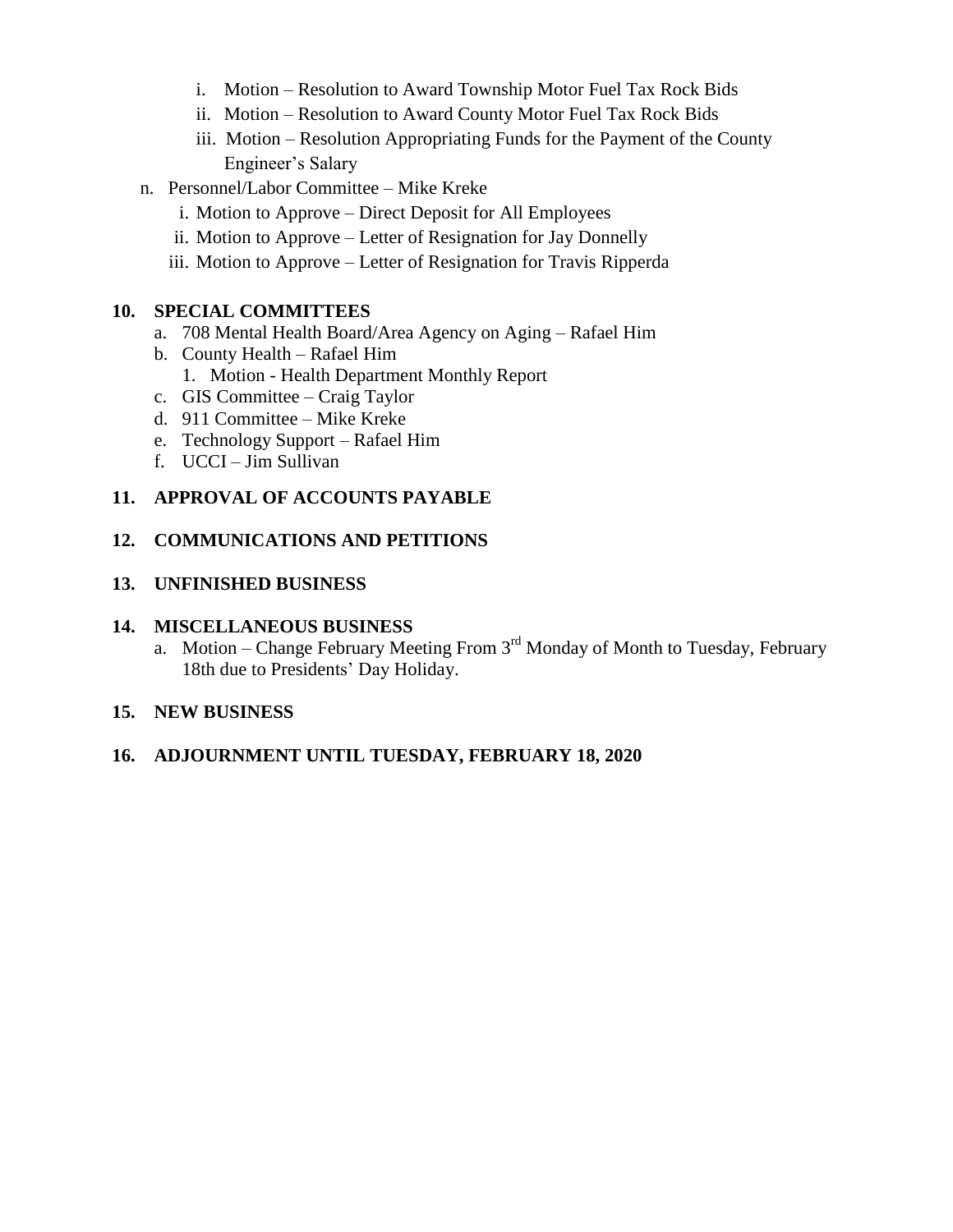i. Motion – Resolution to Award Township Motor Fuel Tax Rock Bids
  ii. Motion – Resolution to Award County Motor Fuel Tax Rock Bids
  iii. Motion – Resolution Appropriating Funds for the Payment of the County Engineer's Salary

n. Personnel/Labor Committee – Mike Kreke
  i. Motion to Approve – Direct Deposit for All Employees
  ii. Motion to Approve – Letter of Resignation for Jay Donnelly
  iii. Motion to Approve – Letter of Resignation for Travis Ripperda

**10. SPECIAL COMMITTEES**

a. 708 Mental Health Board/Area Agency on Aging – Rafael Him
b. County Health – Rafael Him
  1. Motion - Health Department Monthly Report
c. GIS Committee – Craig Taylor
d. 911 Committee – Mike Kreke
e. Technology Support – Rafael Him
f. UCCI – Jim Sullivan

**11. APPROVAL OF ACCOUNTS PAYABLE**

**12. COMMUNICATIONS AND PETITIONS**

**13. UNFINISHED BUSINESS**

**14. MISCELLANEOUS BUSINESS**

a. Motion – Change February Meeting From 3rd Monday of Month to Tuesday, February 18th due to Presidents' Day Holiday.

**15. NEW BUSINESS**

**16. ADJOURNMENT UNTIL TUESDAY, FEBRUARY 18, 2020**